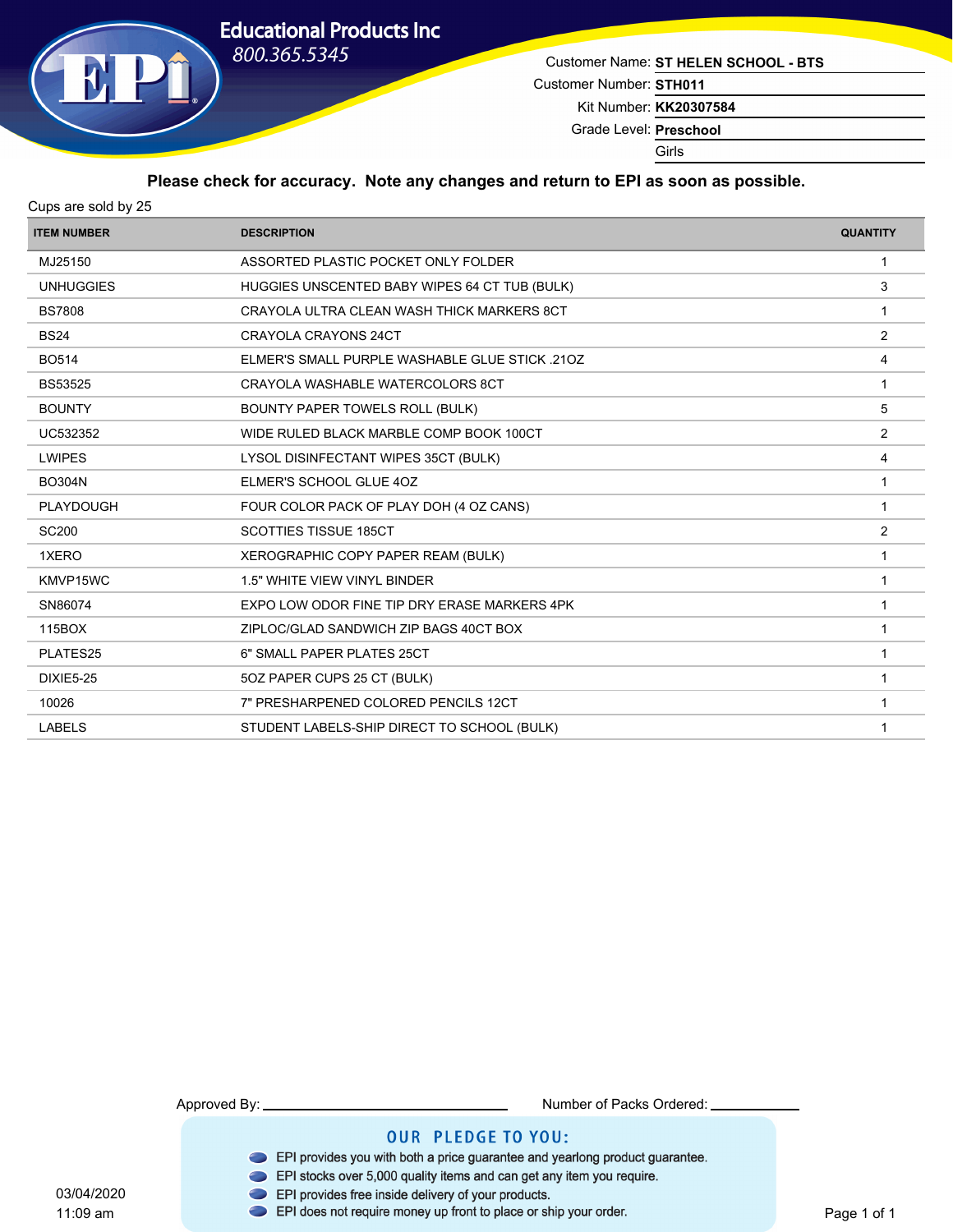**Educational Products Inc**
800.365.5345

Customer Name: **ST HELEN SCHOOL - BTS**
Customer Number: **STH011**
Kit Number: **KK20307584**
Grade Level: **Preschool**
Girls

**Please check for accuracy. Note any changes and return to EPI as soon as possible.**

Cups are sold by 25

| ITEM NUMBER | DESCRIPTION | QUANTITY |
|---|---|---|
| MJ25150 | ASSORTED PLASTIC POCKET ONLY FOLDER | 1 |
| UNHUGGIES | HUGGIES UNSCENTED BABY WIPES 64 CT TUB (BULK) | 3 |
| BS7808 | CRAYOLA ULTRA CLEAN WASH THICK MARKERS 8CT | 1 |
| BS24 | CRAYOLA CRAYONS 24CT | 2 |
| BO514 | ELMER'S SMALL PURPLE WASHABLE GLUE STICK .21OZ | 4 |
| BS53525 | CRAYOLA WASHABLE WATERCOLORS 8CT | 1 |
| BOUNTY | BOUNTY PAPER TOWELS ROLL (BULK) | 5 |
| UC532352 | WIDE RULED BLACK MARBLE COMP BOOK 100CT | 2 |
| LWIPES | LYSOL DISINFECTANT WIPES 35CT (BULK) | 4 |
| BO304N | ELMER'S SCHOOL GLUE 4OZ | 1 |
| PLAYDOUGH | FOUR COLOR PACK OF PLAY DOH (4 OZ CANS) | 1 |
| SC200 | SCOTTIES TISSUE 185CT | 2 |
| 1XERO | XEROGRAPHIC COPY PAPER REAM (BULK) | 1 |
| KMVP15WC | 1.5" WHITE VIEW VINYL BINDER | 1 |
| SN86074 | EXPO LOW ODOR FINE TIP DRY ERASE MARKERS 4PK | 1 |
| 115BOX | ZIPLOC/GLAD SANDWICH ZIP BAGS 40CT BOX | 1 |
| PLATES25 | 6" SMALL PAPER PLATES 25CT | 1 |
| DIXIE5-25 | 5OZ PAPER CUPS 25 CT (BULK) | 1 |
| 10026 | 7" PRESHARPENED COLORED PENCILS 12CT | 1 |
| LABELS | STUDENT LABELS-SHIP DIRECT TO SCHOOL (BULK) | 1 |

Approved By: ____________________ Number of Packs Ordered: __________

**OUR PLEDGE TO YOU:**

- EPI provides you with both a price guarantee and yearlong product guarantee.
- EPI stocks over 5,000 quality items and can get any item you require.
- EPI provides free inside delivery of your products.
- EPI does not require money up front to place or ship your order.

03/04/2020
11:09 am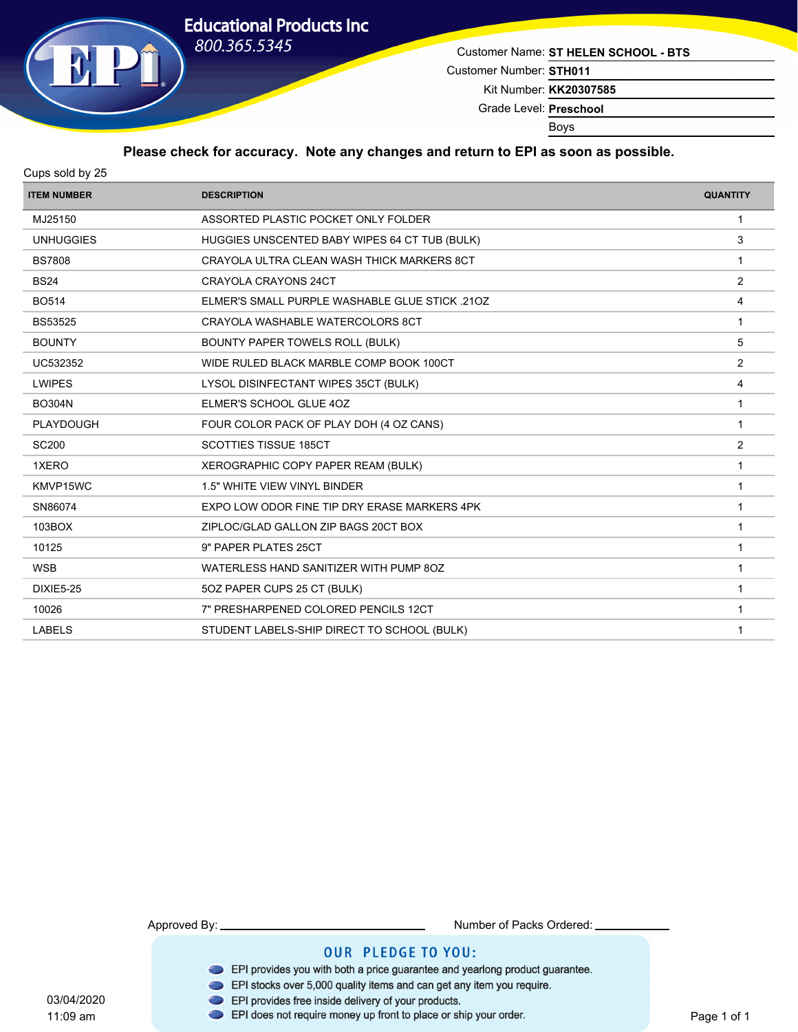**Educational Products Inc**
800.365.5345

Customer Name: **ST HELEN SCHOOL - BTS**
Customer Number: **STH011**
Kit Number: **KK20307585**
Grade Level: **Preschool**
Boys

**Please check for accuracy. Note any changes and return to EPI as soon as possible.**

Cups sold by 25

| ITEM NUMBER | DESCRIPTION | QUANTITY |
|---|---|---|
| MJ25150 | ASSORTED PLASTIC POCKET ONLY FOLDER | 1 |
| UNHUGGIES | HUGGIES UNSCENTED BABY WIPES 64 CT TUB (BULK) | 3 |
| BS7808 | CRAYOLA ULTRA CLEAN WASH THICK MARKERS 8CT | 1 |
| BS24 | CRAYOLA CRAYONS 24CT | 2 |
| BO514 | ELMER'S SMALL PURPLE WASHABLE GLUE STICK .21OZ | 4 |
| BS53525 | CRAYOLA WASHABLE WATERCOLORS 8CT | 1 |
| BOUNTY | BOUNTY PAPER TOWELS ROLL (BULK) | 5 |
| UC532352 | WIDE RULED BLACK MARBLE COMP BOOK 100CT | 2 |
| LWIPES | LYSOL DISINFECTANT WIPES 35CT (BULK) | 4 |
| BO304N | ELMER'S SCHOOL GLUE 4OZ | 1 |
| PLAYDOUGH | FOUR COLOR PACK OF PLAY DOH (4 OZ CANS) | 1 |
| SC200 | SCOTTIES TISSUE 185CT | 2 |
| 1XERO | XEROGRAPHIC COPY PAPER REAM (BULK) | 1 |
| KMVP15WC | 1.5" WHITE VIEW VINYL BINDER | 1 |
| SN86074 | EXPO LOW ODOR FINE TIP DRY ERASE MARKERS 4PK | 1 |
| 103BOX | ZIPLOC/GLAD GALLON ZIP BAGS 20CT BOX | 1 |
| 10125 | 9" PAPER PLATES 25CT | 1 |
| WSB | WATERLESS HAND SANITIZER WITH PUMP 8OZ | 1 |
| DIXIE5-25 | 5OZ PAPER CUPS 25 CT (BULK) | 1 |
| 10026 | 7" PRESHARPENED COLORED PENCILS 12CT | 1 |
| LABELS | STUDENT LABELS-SHIP DIRECT TO SCHOOL (BULK) | 1 |

Approved By: ____________________ Number of Packs Ordered: __________

**OUR PLEDGE TO YOU:**

- EPI provides you with both a price guarantee and yearlong product guarantee.
- EPI stocks over 5,000 quality items and can get any item you require.
- EPI provides free inside delivery of your products.
- EPI does not require money up front to place or ship your order.

03/04/2020
11:09 am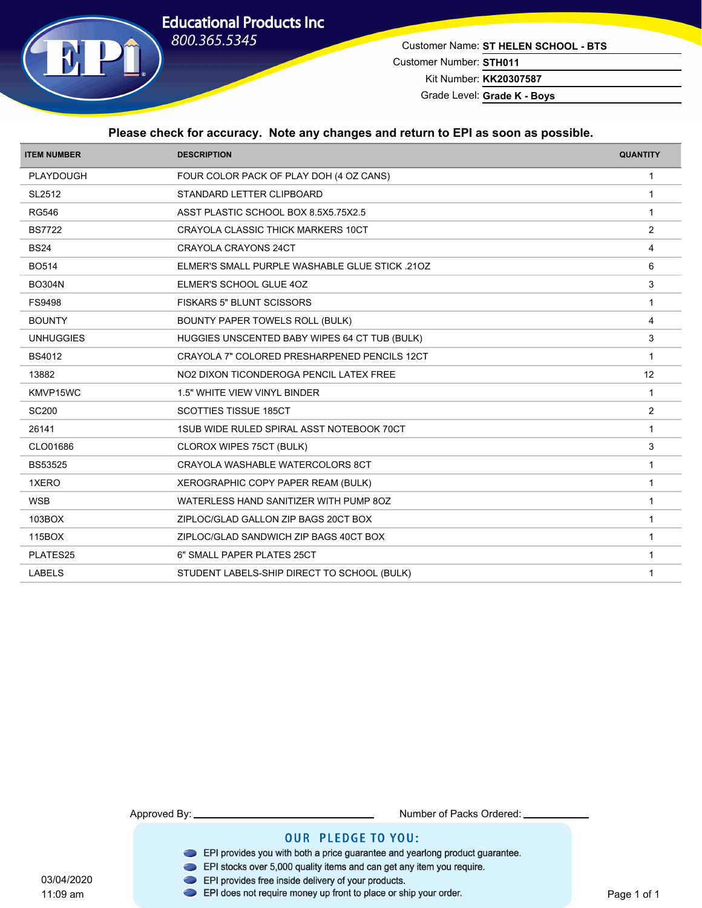# Educational Products Inc

800.365.5345

Customer Name: **ST HELEN SCHOOL - BTS**

Customer Number: **STH011**

Kit Number: **KK20307587**

Grade Level: **Grade K - Boys**

**Please check for accuracy. Note any changes and return to EPI as soon as possible.**

| ITEM NUMBER | DESCRIPTION | QUANTITY |
|---|---|---|
| PLAYDOUGH | FOUR COLOR PACK OF PLAY DOH (4 OZ CANS) | 1 |
| SL2512 | STANDARD LETTER CLIPBOARD | 1 |
| RG546 | ASST PLASTIC SCHOOL BOX 8.5X5.75X2.5 | 1 |
| BS7722 | CRAYOLA CLASSIC THICK MARKERS 10CT | 2 |
| BS24 | CRAYOLA CRAYONS 24CT | 4 |
| BO514 | ELMER'S SMALL PURPLE WASHABLE GLUE STICK .21OZ | 6 |
| BO304N | ELMER'S SCHOOL GLUE 4OZ | 3 |
| FS9498 | FISKARS 5" BLUNT SCISSORS | 1 |
| BOUNTY | BOUNTY PAPER TOWELS ROLL (BULK) | 4 |
| UNHUGGIES | HUGGIES UNSCENTED BABY WIPES 64 CT TUB (BULK) | 3 |
| BS4012 | CRAYOLA 7" COLORED PRESHARPENED PENCILS 12CT | 1 |
| 13882 | NO2 DIXON TICONDEROGA PENCIL LATEX FREE | 12 |
| KMVP15WC | 1.5" WHITE VIEW VINYL BINDER | 1 |
| SC200 | SCOTTIES TISSUE 185CT | 2 |
| 26141 | 1SUB WIDE RULED SPIRAL ASST NOTEBOOK 70CT | 1 |
| CLO01686 | CLOROX WIPES 75CT (BULK) | 3 |
| BS53525 | CRAYOLA WASHABLE WATERCOLORS 8CT | 1 |
| 1XERO | XEROGRAPHIC COPY PAPER REAM (BULK) | 1 |
| WSB | WATERLESS HAND SANITIZER WITH PUMP 8OZ | 1 |
| 103BOX | ZIPLOC/GLAD GALLON ZIP BAGS 20CT BOX | 1 |
| 115BOX | ZIPLOC/GLAD SANDWICH ZIP BAGS 40CT BOX | 1 |
| PLATES25 | 6" SMALL PAPER PLATES 25CT | 1 |
| LABELS | STUDENT LABELS-SHIP DIRECT TO SCHOOL (BULK) | 1 |

Approved By: ______________________ Number of Packs Ordered: __________

## OUR PLEDGE TO YOU:

- EPI provides you with both a price guarantee and yearlong product guarantee.
- EPI stocks over 5,000 quality items and can get any item you require.
- EPI provides free inside delivery of your products.
- EPI does not require money up front to place or ship your order.

03/04/2020
11:09 am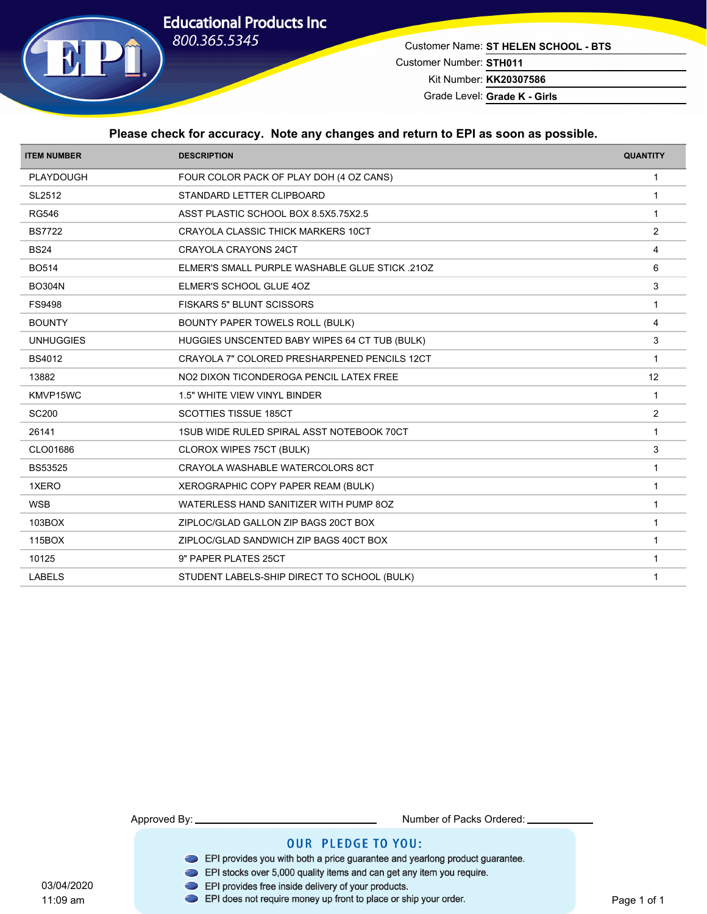# Educational Products Inc

800.365.5345

Customer Name: **ST HELEN SCHOOL - BTS**
Customer Number: **STH011**
Kit Number: **KK20307586**
Grade Level: **Grade K - Girls**

**Please check for accuracy. Note any changes and return to EPI as soon as possible.**

| ITEM NUMBER | DESCRIPTION | QUANTITY |
|---|---|---|
| PLAYDOUGH | FOUR COLOR PACK OF PLAY DOH (4 OZ CANS) | 1 |
| SL2512 | STANDARD LETTER CLIPBOARD | 1 |
| RG546 | ASST PLASTIC SCHOOL BOX 8.5X5.75X2.5 | 1 |
| BS7722 | CRAYOLA CLASSIC THICK MARKERS 10CT | 2 |
| BS24 | CRAYOLA CRAYONS 24CT | 4 |
| BO514 | ELMER'S SMALL PURPLE WASHABLE GLUE STICK .21OZ | 6 |
| BO304N | ELMER'S SCHOOL GLUE 4OZ | 3 |
| FS9498 | FISKARS 5" BLUNT SCISSORS | 1 |
| BOUNTY | BOUNTY PAPER TOWELS ROLL (BULK) | 4 |
| UNHUGGIES | HUGGIES UNSCENTED BABY WIPES 64 CT TUB (BULK) | 3 |
| BS4012 | CRAYOLA 7" COLORED PRESHARPENED PENCILS 12CT | 1 |
| 13882 | NO2 DIXON TICONDEROGA PENCIL LATEX FREE | 12 |
| KMVP15WC | 1.5" WHITE VIEW VINYL BINDER | 1 |
| SC200 | SCOTTIES TISSUE 185CT | 2 |
| 26141 | 1SUB WIDE RULED SPIRAL ASST NOTEBOOK 70CT | 1 |
| CLO01686 | CLOROX WIPES 75CT (BULK) | 3 |
| BS53525 | CRAYOLA WASHABLE WATERCOLORS 8CT | 1 |
| 1XERO | XEROGRAPHIC COPY PAPER REAM (BULK) | 1 |
| WSB | WATERLESS HAND SANITIZER WITH PUMP 8OZ | 1 |
| 103BOX | ZIPLOC/GLAD GALLON ZIP BAGS 20CT BOX | 1 |
| 115BOX | ZIPLOC/GLAD SANDWICH ZIP BAGS 40CT BOX | 1 |
| 10125 | 9" PAPER PLATES 25CT | 1 |
| LABELS | STUDENT LABELS-SHIP DIRECT TO SCHOOL (BULK) | 1 |

Approved By: ______________________ Number of Packs Ordered: __________

## OUR PLEDGE TO YOU:

- EPI provides you with both a price guarantee and yearlong product guarantee.
- EPI stocks over 5,000 quality items and can get any item you require.
- EPI provides free inside delivery of your products.
- EPI does not require money up front to place or ship your order.

03/04/2020
11:09 am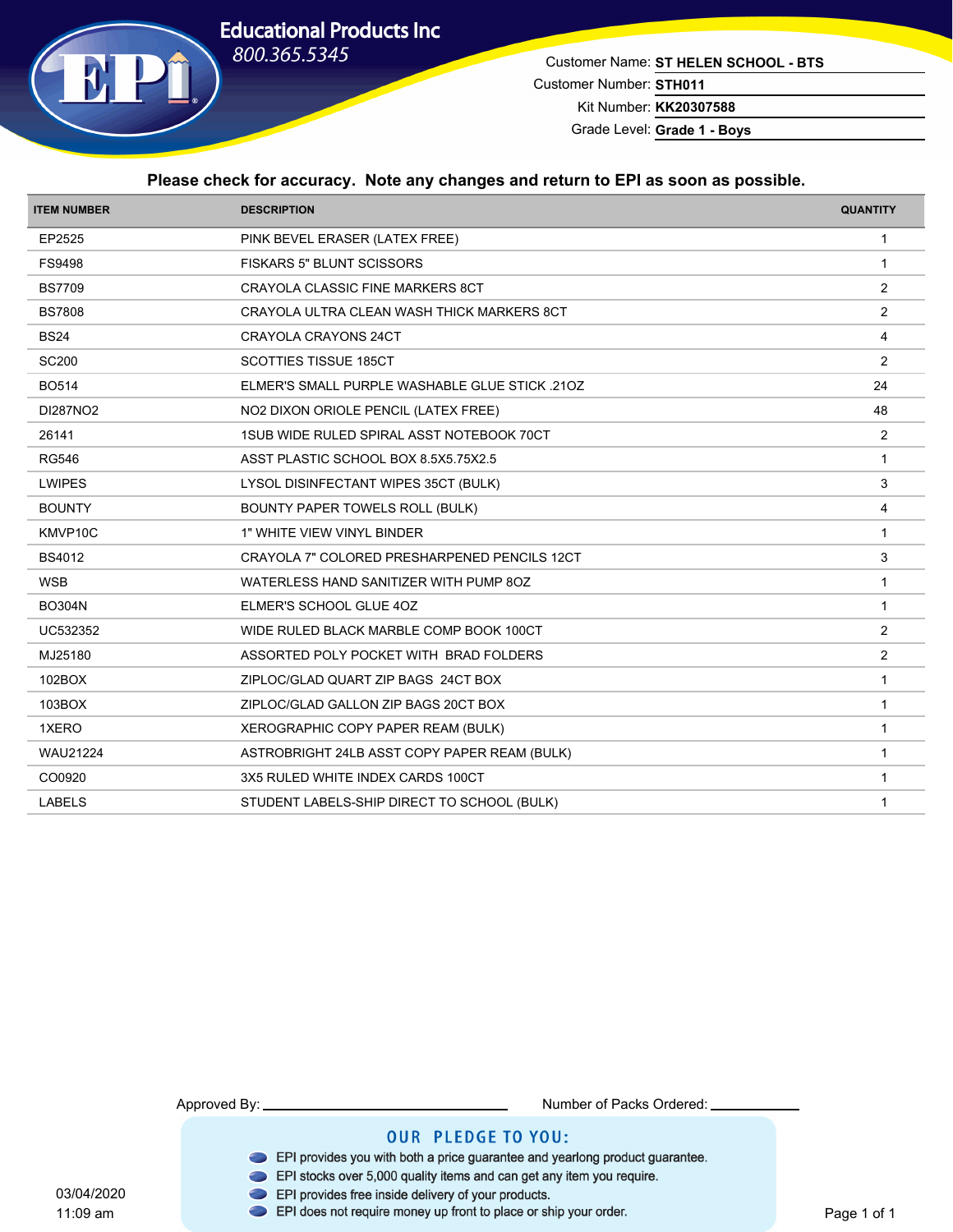# Educational Products Inc

800.365.5345

Customer Name: **ST HELEN SCHOOL - BTS**

Customer Number: **STH011**

Kit Number: **KK20307588**

Grade Level: **Grade 1 - Boys**

**Please check for accuracy. Note any changes and return to EPI as soon as possible.**

| ITEM NUMBER | DESCRIPTION | QUANTITY |
|---|---|---|
| EP2525 | PINK BEVEL ERASER (LATEX FREE) | 1 |
| FS9498 | FISKARS 5" BLUNT SCISSORS | 1 |
| BS7709 | CRAYOLA CLASSIC FINE MARKERS 8CT | 2 |
| BS7808 | CRAYOLA ULTRA CLEAN WASH THICK MARKERS 8CT | 2 |
| BS24 | CRAYOLA CRAYONS 24CT | 4 |
| SC200 | SCOTTIES TISSUE 185CT | 2 |
| BO514 | ELMER'S SMALL PURPLE WASHABLE GLUE STICK .21OZ | 24 |
| DI287NO2 | NO2 DIXON ORIOLE PENCIL (LATEX FREE) | 48 |
| 26141 | 1SUB WIDE RULED SPIRAL ASST NOTEBOOK 70CT | 2 |
| RG546 | ASST PLASTIC SCHOOL BOX 8.5X5.75X2.5 | 1 |
| LWIPES | LYSOL DISINFECTANT WIPES 35CT (BULK) | 3 |
| BOUNTY | BOUNTY PAPER TOWELS ROLL (BULK) | 4 |
| KMVP10C | 1" WHITE VIEW VINYL BINDER | 1 |
| BS4012 | CRAYOLA 7" COLORED PRESHARPENED PENCILS 12CT | 3 |
| WSB | WATERLESS HAND SANITIZER WITH PUMP 8OZ | 1 |
| BO304N | ELMER'S SCHOOL GLUE 4OZ | 1 |
| UC532352 | WIDE RULED BLACK MARBLE COMP BOOK 100CT | 2 |
| MJ25180 | ASSORTED POLY POCKET WITH BRAD FOLDERS | 2 |
| 102BOX | ZIPLOC/GLAD QUART ZIP BAGS 24CT BOX | 1 |
| 103BOX | ZIPLOC/GLAD GALLON ZIP BAGS 20CT BOX | 1 |
| 1XERO | XEROGRAPHIC COPY PAPER REAM (BULK) | 1 |
| WAU21224 | ASTROBRIGHT 24LB ASST COPY PAPER REAM (BULK) | 1 |
| CO0920 | 3X5 RULED WHITE INDEX CARDS 100CT | 1 |
| LABELS | STUDENT LABELS-SHIP DIRECT TO SCHOOL (BULK) | 1 |

Approved By: ______________________ Number of Packs Ordered: __________

## OUR PLEDGE TO YOU:

- EPI provides you with both a price guarantee and yearlong product guarantee.
- EPI stocks over 5,000 quality items and can get any item you require.
- EPI provides free inside delivery of your products.
- EPI does not require money up front to place or ship your order.

03/04/2020
11:09 am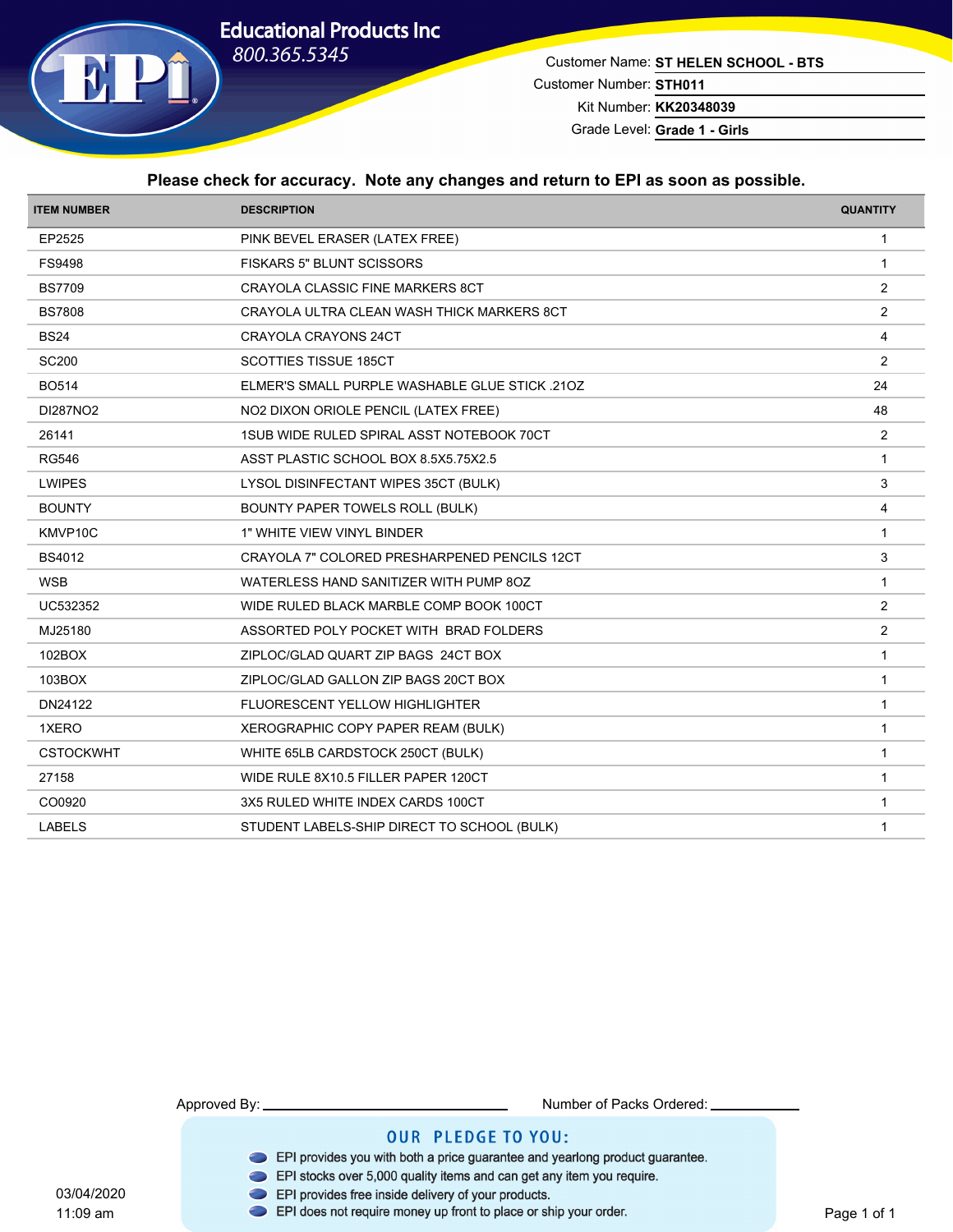# Educational Products Inc

800.365.5345

Customer Name: **ST HELEN SCHOOL - BTS**

Customer Number: **STH011**

Kit Number: **KK20348039**

Grade Level: **Grade 1 - Girls**

**Please check for accuracy. Note any changes and return to EPI as soon as possible.**

| ITEM NUMBER | DESCRIPTION | QUANTITY |
|---|---|---|
| EP2525 | PINK BEVEL ERASER (LATEX FREE) | 1 |
| FS9498 | FISKARS 5" BLUNT SCISSORS | 1 |
| BS7709 | CRAYOLA CLASSIC FINE MARKERS 8CT | 2 |
| BS7808 | CRAYOLA ULTRA CLEAN WASH THICK MARKERS 8CT | 2 |
| BS24 | CRAYOLA CRAYONS 24CT | 4 |
| SC200 | SCOTTIES TISSUE 185CT | 2 |
| BO514 | ELMER'S SMALL PURPLE WASHABLE GLUE STICK .21OZ | 24 |
| DI287NO2 | NO2 DIXON ORIOLE PENCIL (LATEX FREE) | 48 |
| 26141 | 1SUB WIDE RULED SPIRAL ASST NOTEBOOK 70CT | 2 |
| RG546 | ASST PLASTIC SCHOOL BOX 8.5X5.75X2.5 | 1 |
| LWIPES | LYSOL DISINFECTANT WIPES 35CT (BULK) | 3 |
| BOUNTY | BOUNTY PAPER TOWELS ROLL (BULK) | 4 |
| KMVP10C | 1" WHITE VIEW VINYL BINDER | 1 |
| BS4012 | CRAYOLA 7" COLORED PRESHARPENED PENCILS 12CT | 3 |
| WSB | WATERLESS HAND SANITIZER WITH PUMP 8OZ | 1 |
| UC532352 | WIDE RULED BLACK MARBLE COMP BOOK 100CT | 2 |
| MJ25180 | ASSORTED POLY POCKET WITH BRAD FOLDERS | 2 |
| 102BOX | ZIPLOC/GLAD QUART ZIP BAGS 24CT BOX | 1 |
| 103BOX | ZIPLOC/GLAD GALLON ZIP BAGS 20CT BOX | 1 |
| DN24122 | FLUORESCENT YELLOW HIGHLIGHTER | 1 |
| 1XERO | XEROGRAPHIC COPY PAPER REAM (BULK) | 1 |
| CSTOCKWHT | WHITE 65LB CARDSTOCK 250CT (BULK) | 1 |
| 27158 | WIDE RULE 8X10.5 FILLER PAPER 120CT | 1 |
| CO0920 | 3X5 RULED WHITE INDEX CARDS 100CT | 1 |
| LABELS | STUDENT LABELS-SHIP DIRECT TO SCHOOL (BULK) | 1 |

Approved By: ______________________ Number of Packs Ordered: __________

## OUR PLEDGE TO YOU:

- EPI provides you with both a price guarantee and yearlong product guarantee.
- EPI stocks over 5,000 quality items and can get any item you require.
- EPI provides free inside delivery of your products.
- EPI does not require money up front to place or ship your order.

03/04/2020
11:09 am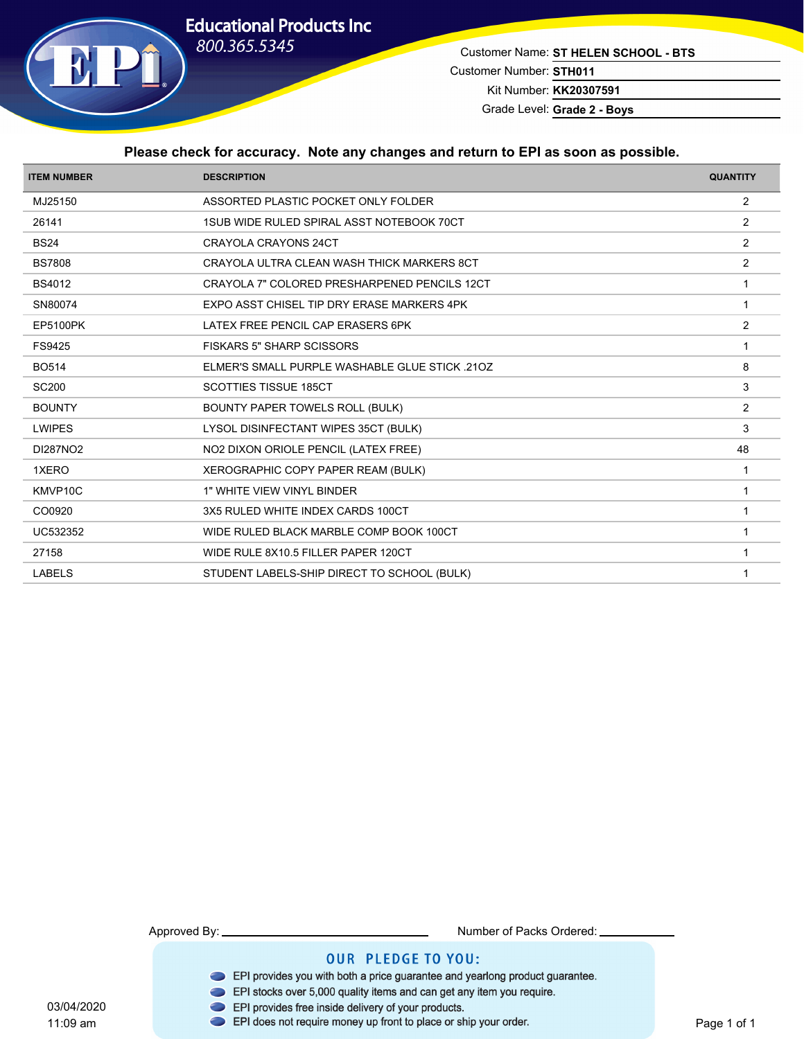**Educational Products Inc**
800.365.5345

Customer Name: **ST HELEN SCHOOL - BTS**
Customer Number: **STH011**
Kit Number: **KK20307591**
Grade Level: **Grade 2 - Boys**

**Please check for accuracy. Note any changes and return to EPI as soon as possible.**

| ITEM NUMBER | DESCRIPTION | QUANTITY |
|---|---|---|
| MJ25150 | ASSORTED PLASTIC POCKET ONLY FOLDER | 2 |
| 26141 | 1SUB WIDE RULED SPIRAL ASST NOTEBOOK 70CT | 2 |
| BS24 | CRAYOLA CRAYONS 24CT | 2 |
| BS7808 | CRAYOLA ULTRA CLEAN WASH THICK MARKERS 8CT | 2 |
| BS4012 | CRAYOLA 7" COLORED PRESHARPENED PENCILS 12CT | 1 |
| SN80074 | EXPO ASST CHISEL TIP DRY ERASE MARKERS 4PK | 1 |
| EP5100PK | LATEX FREE PENCIL CAP ERASERS 6PK | 2 |
| FS9425 | FISKARS 5" SHARP SCISSORS | 1 |
| BO514 | ELMER'S SMALL PURPLE WASHABLE GLUE STICK .21OZ | 8 |
| SC200 | SCOTTIES TISSUE 185CT | 3 |
| BOUNTY | BOUNTY PAPER TOWELS ROLL (BULK) | 2 |
| LWIPES | LYSOL DISINFECTANT WIPES 35CT (BULK) | 3 |
| DI287NO2 | NO2 DIXON ORIOLE PENCIL (LATEX FREE) | 48 |
| 1XERO | XEROGRAPHIC COPY PAPER REAM (BULK) | 1 |
| KMVP10C | 1" WHITE VIEW VINYL BINDER | 1 |
| CO0920 | 3X5 RULED WHITE INDEX CARDS 100CT | 1 |
| UC532352 | WIDE RULED BLACK MARBLE COMP BOOK 100CT | 1 |
| 27158 | WIDE RULE 8X10.5 FILLER PAPER 120CT | 1 |
| LABELS | STUDENT LABELS-SHIP DIRECT TO SCHOOL (BULK) | 1 |

Approved By: ______________________ Number of Packs Ordered: __________

**OUR PLEDGE TO YOU:**

- EPI provides you with both a price guarantee and yearlong product guarantee.
- EPI stocks over 5,000 quality items and can get any item you require.
- EPI provides free inside delivery of your products.
- EPI does not require money up front to place or ship your order.

03/04/2020
11:09 am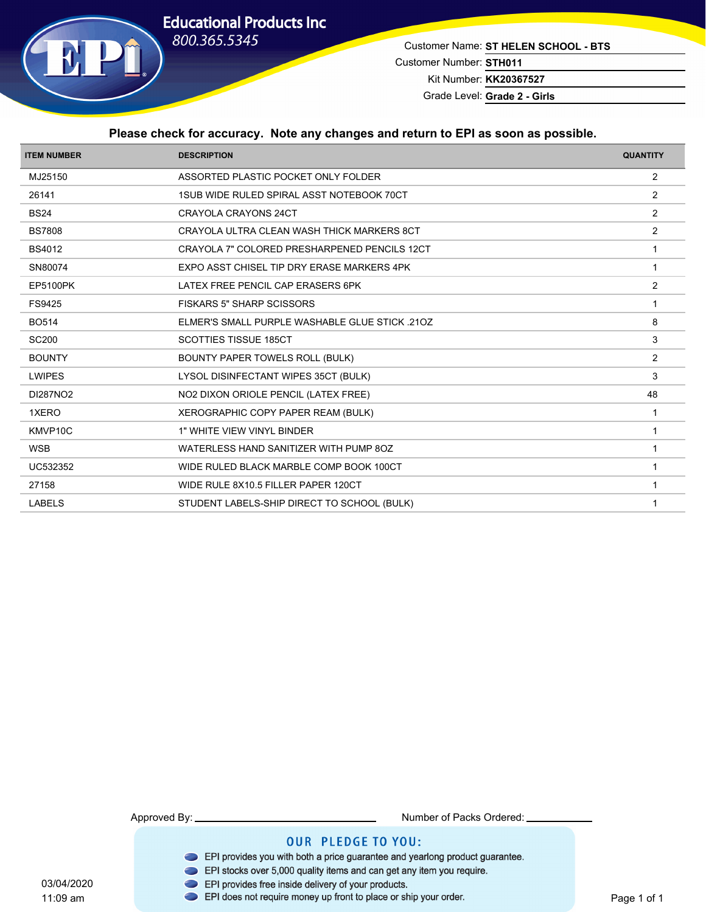# Educational Products Inc

800.365.5345

Customer Name: **ST HELEN SCHOOL - BTS**
Customer Number: **STH011**
Kit Number: **KK20367527**
Grade Level: **Grade 2 - Girls**

**Please check for accuracy. Note any changes and return to EPI as soon as possible.**

| ITEM NUMBER | DESCRIPTION | QUANTITY |
|---|---|---|
| MJ25150 | ASSORTED PLASTIC POCKET ONLY FOLDER | 2 |
| 26141 | 1SUB WIDE RULED SPIRAL ASST NOTEBOOK 70CT | 2 |
| BS24 | CRAYOLA CRAYONS 24CT | 2 |
| BS7808 | CRAYOLA ULTRA CLEAN WASH THICK MARKERS 8CT | 2 |
| BS4012 | CRAYOLA 7" COLORED PRESHARPENED PENCILS 12CT | 1 |
| SN80074 | EXPO ASST CHISEL TIP DRY ERASE MARKERS 4PK | 1 |
| EP5100PK | LATEX FREE PENCIL CAP ERASERS 6PK | 2 |
| FS9425 | FISKARS 5" SHARP SCISSORS | 1 |
| BO514 | ELMER'S SMALL PURPLE WASHABLE GLUE STICK .21OZ | 8 |
| SC200 | SCOTTIES TISSUE 185CT | 3 |
| BOUNTY | BOUNTY PAPER TOWELS ROLL (BULK) | 2 |
| LWIPES | LYSOL DISINFECTANT WIPES 35CT (BULK) | 3 |
| DI287NO2 | NO2 DIXON ORIOLE PENCIL (LATEX FREE) | 48 |
| 1XERO | XEROGRAPHIC COPY PAPER REAM (BULK) | 1 |
| KMVP10C | 1" WHITE VIEW VINYL BINDER | 1 |
| WSB | WATERLESS HAND SANITIZER WITH PUMP 8OZ | 1 |
| UC532352 | WIDE RULED BLACK MARBLE COMP BOOK 100CT | 1 |
| 27158 | WIDE RULE 8X10.5 FILLER PAPER 120CT | 1 |
| LABELS | STUDENT LABELS-SHIP DIRECT TO SCHOOL (BULK) | 1 |

Approved By: ______________________ Number of Packs Ordered: __________

## OUR PLEDGE TO YOU:

- EPI provides you with both a price guarantee and yearlong product guarantee.
- EPI stocks over 5,000 quality items and can get any item you require.
- EPI provides free inside delivery of your products.
- EPI does not require money up front to place or ship your order.

03/04/2020
11:09 am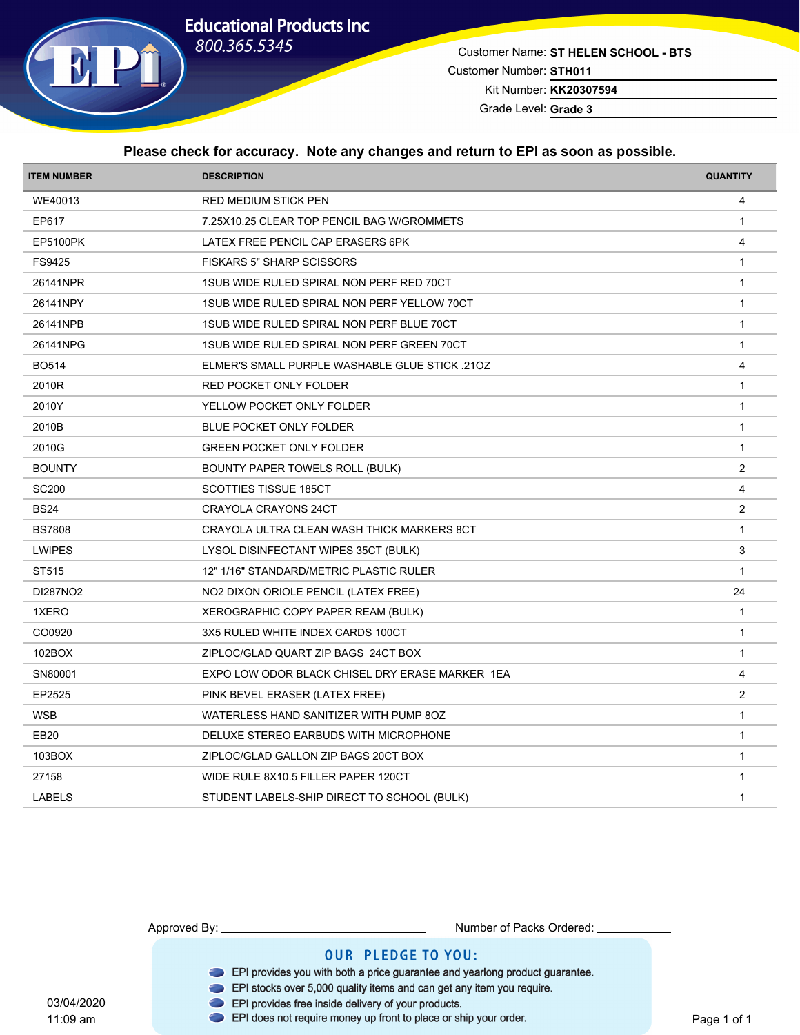**Educational Products Inc**
800.365.5345

Customer Name: **ST HELEN SCHOOL - BTS**
Customer Number: **STH011**
Kit Number: **KK20307594**
Grade Level: **Grade 3**

**Please check for accuracy. Note any changes and return to EPI as soon as possible.**

| ITEM NUMBER | DESCRIPTION | QUANTITY |
|---|---|---|
| WE40013 | RED MEDIUM STICK PEN | 4 |
| EP617 | 7.25X10.25 CLEAR TOP PENCIL BAG W/GROMMETS | 1 |
| EP5100PK | LATEX FREE PENCIL CAP ERASERS 6PK | 4 |
| FS9425 | FISKARS 5" SHARP SCISSORS | 1 |
| 26141NPR | 1SUB WIDE RULED SPIRAL NON PERF RED 70CT | 1 |
| 26141NPY | 1SUB WIDE RULED SPIRAL NON PERF YELLOW 70CT | 1 |
| 26141NPB | 1SUB WIDE RULED SPIRAL NON PERF BLUE 70CT | 1 |
| 26141NPG | 1SUB WIDE RULED SPIRAL NON PERF GREEN 70CT | 1 |
| BO514 | ELMER'S SMALL PURPLE WASHABLE GLUE STICK .21OZ | 4 |
| 2010R | RED POCKET ONLY FOLDER | 1 |
| 2010Y | YELLOW POCKET ONLY FOLDER | 1 |
| 2010B | BLUE POCKET ONLY FOLDER | 1 |
| 2010G | GREEN POCKET ONLY FOLDER | 1 |
| BOUNTY | BOUNTY PAPER TOWELS ROLL (BULK) | 2 |
| SC200 | SCOTTIES TISSUE 185CT | 4 |
| BS24 | CRAYOLA CRAYONS 24CT | 2 |
| BS7808 | CRAYOLA ULTRA CLEAN WASH THICK MARKERS 8CT | 1 |
| LWIPES | LYSOL DISINFECTANT WIPES 35CT (BULK) | 3 |
| ST515 | 12" 1/16" STANDARD/METRIC PLASTIC RULER | 1 |
| DI287NO2 | NO2 DIXON ORIOLE PENCIL (LATEX FREE) | 24 |
| 1XERO | XEROGRAPHIC COPY PAPER REAM (BULK) | 1 |
| CO0920 | 3X5 RULED WHITE INDEX CARDS 100CT | 1 |
| 102BOX | ZIPLOC/GLAD QUART ZIP BAGS 24CT BOX | 1 |
| SN80001 | EXPO LOW ODOR BLACK CHISEL DRY ERASE MARKER 1EA | 4 |
| EP2525 | PINK BEVEL ERASER (LATEX FREE) | 2 |
| WSB | WATERLESS HAND SANITIZER WITH PUMP 8OZ | 1 |
| EB20 | DELUXE STEREO EARBUDS WITH MICROPHONE | 1 |
| 103BOX | ZIPLOC/GLAD GALLON ZIP BAGS 20CT BOX | 1 |
| 27158 | WIDE RULE 8X10.5 FILLER PAPER 120CT | 1 |
| LABELS | STUDENT LABELS-SHIP DIRECT TO SCHOOL (BULK) | 1 |

Approved By: ______________________ Number of Packs Ordered: __________

**OUR PLEDGE TO YOU:**

- EPI provides you with both a price guarantee and yearlong product guarantee.
- EPI stocks over 5,000 quality items and can get any item you require.
- EPI provides free inside delivery of your products.
- EPI does not require money up front to place or ship your order.

03/04/2020
11:09 am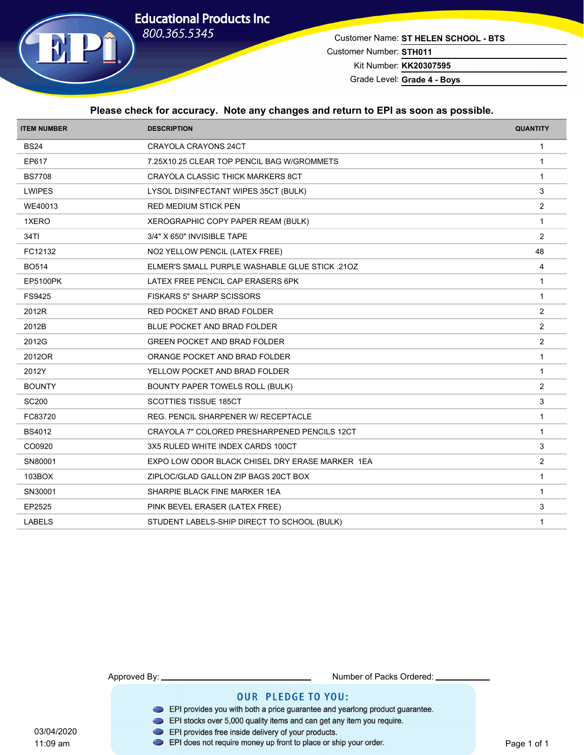**Educational Products Inc**
800.365.5345

Customer Name: **ST HELEN SCHOOL - BTS**
Customer Number: **STH011**
Kit Number: **KK20307595**
Grade Level: **Grade 4 - Boys**

**Please check for accuracy. Note any changes and return to EPI as soon as possible.**

| ITEM NUMBER | DESCRIPTION | QUANTITY |
|---|---|---|
| BS24 | CRAYOLA CRAYONS 24CT | 1 |
| EP617 | 7.25X10.25 CLEAR TOP PENCIL BAG W/GROMMETS | 1 |
| BS7708 | CRAYOLA CLASSIC THICK MARKERS 8CT | 1 |
| LWIPES | LYSOL DISINFECTANT WIPES 35CT (BULK) | 3 |
| WE40013 | RED MEDIUM STICK PEN | 2 |
| 1XERO | XEROGRAPHIC COPY PAPER REAM (BULK) | 1 |
| 34TI | 3/4" X 650" INVISIBLE TAPE | 2 |
| FC12132 | NO2 YELLOW PENCIL (LATEX FREE) | 48 |
| BO514 | ELMER'S SMALL PURPLE WASHABLE GLUE STICK .21OZ | 4 |
| EP5100PK | LATEX FREE PENCIL CAP ERASERS 6PK | 1 |
| FS9425 | FISKARS 5" SHARP SCISSORS | 1 |
| 2012R | RED POCKET AND BRAD FOLDER | 2 |
| 2012B | BLUE POCKET AND BRAD FOLDER | 2 |
| 2012G | GREEN POCKET AND BRAD FOLDER | 2 |
| 2012OR | ORANGE POCKET AND BRAD FOLDER | 1 |
| 2012Y | YELLOW POCKET AND BRAD FOLDER | 1 |
| BOUNTY | BOUNTY PAPER TOWELS ROLL (BULK) | 2 |
| SC200 | SCOTTIES TISSUE 185CT | 3 |
| FC83720 | REG. PENCIL SHARPENER W/ RECEPTACLE | 1 |
| BS4012 | CRAYOLA 7" COLORED PRESHARPENED PENCILS 12CT | 1 |
| CO0920 | 3X5 RULED WHITE INDEX CARDS 100CT | 3 |
| SN80001 | EXPO LOW ODOR BLACK CHISEL DRY ERASE MARKER 1EA | 2 |
| 103BOX | ZIPLOC/GLAD GALLON ZIP BAGS 20CT BOX | 1 |
| SN30001 | SHARPIE BLACK FINE MARKER 1EA | 1 |
| EP2525 | PINK BEVEL ERASER (LATEX FREE) | 3 |
| LABELS | STUDENT LABELS-SHIP DIRECT TO SCHOOL (BULK) | 1 |

Approved By: ____________________ Number of Packs Ordered: __________

**OUR PLEDGE TO YOU:**

- EPI provides you with both a price guarantee and yearlong product guarantee.
- EPI stocks over 5,000 quality items and can get any item you require.
- EPI provides free inside delivery of your products.
- EPI does not require money up front to place or ship your order.

03/04/2020
11:09 am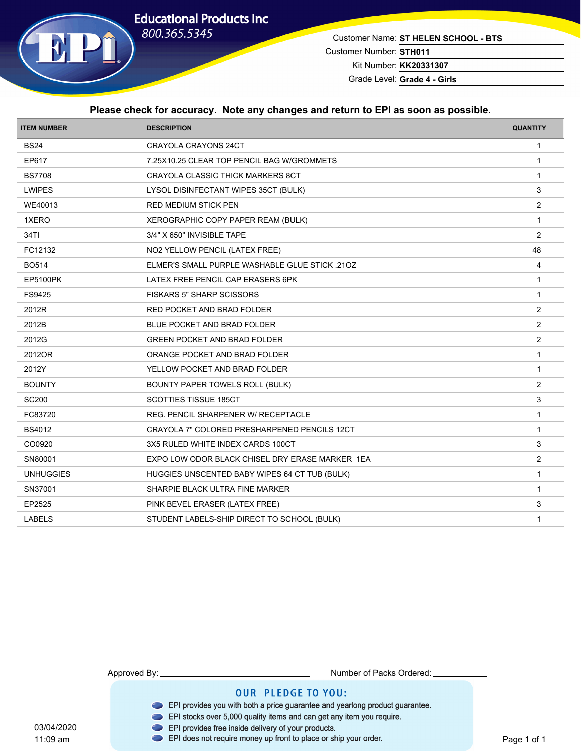**Educational Products Inc**
800.365.5345

Customer Name: **ST HELEN SCHOOL - BTS**
Customer Number: **STH011**
Kit Number: **KK20331307**
Grade Level: **Grade 4 - Girls**

**Please check for accuracy. Note any changes and return to EPI as soon as possible.**

| ITEM NUMBER | DESCRIPTION | QUANTITY |
|---|---|---|
| BS24 | CRAYOLA CRAYONS 24CT | 1 |
| EP617 | 7.25X10.25 CLEAR TOP PENCIL BAG W/GROMMETS | 1 |
| BS7708 | CRAYOLA CLASSIC THICK MARKERS 8CT | 1 |
| LWIPES | LYSOL DISINFECTANT WIPES 35CT (BULK) | 3 |
| WE40013 | RED MEDIUM STICK PEN | 2 |
| 1XERO | XEROGRAPHIC COPY PAPER REAM (BULK) | 1 |
| 34TI | 3/4" X 650" INVISIBLE TAPE | 2 |
| FC12132 | NO2 YELLOW PENCIL (LATEX FREE) | 48 |
| BO514 | ELMER'S SMALL PURPLE WASHABLE GLUE STICK .21OZ | 4 |
| EP5100PK | LATEX FREE PENCIL CAP ERASERS 6PK | 1 |
| FS9425 | FISKARS 5" SHARP SCISSORS | 1 |
| 2012R | RED POCKET AND BRAD FOLDER | 2 |
| 2012B | BLUE POCKET AND BRAD FOLDER | 2 |
| 2012G | GREEN POCKET AND BRAD FOLDER | 2 |
| 2012OR | ORANGE POCKET AND BRAD FOLDER | 1 |
| 2012Y | YELLOW POCKET AND BRAD FOLDER | 1 |
| BOUNTY | BOUNTY PAPER TOWELS ROLL (BULK) | 2 |
| SC200 | SCOTTIES TISSUE 185CT | 3 |
| FC83720 | REG. PENCIL SHARPENER W/ RECEPTACLE | 1 |
| BS4012 | CRAYOLA 7" COLORED PRESHARPENED PENCILS 12CT | 1 |
| CO0920 | 3X5 RULED WHITE INDEX CARDS 100CT | 3 |
| SN80001 | EXPO LOW ODOR BLACK CHISEL DRY ERASE MARKER 1EA | 2 |
| UNHUGGIES | HUGGIES UNSCENTED BABY WIPES 64 CT TUB (BULK) | 1 |
| SN37001 | SHARPIE BLACK ULTRA FINE MARKER | 1 |
| EP2525 | PINK BEVEL ERASER (LATEX FREE) | 3 |
| LABELS | STUDENT LABELS-SHIP DIRECT TO SCHOOL (BULK) | 1 |

Approved By: ______________________________ Number of Packs Ordered: ____________

**OUR PLEDGE TO YOU:**

- EPI provides you with both a price guarantee and yearlong product guarantee.
- EPI stocks over 5,000 quality items and can get any item you require.
- EPI provides free inside delivery of your products.
- EPI does not require money up front to place or ship your order.

03/04/2020
11:09 am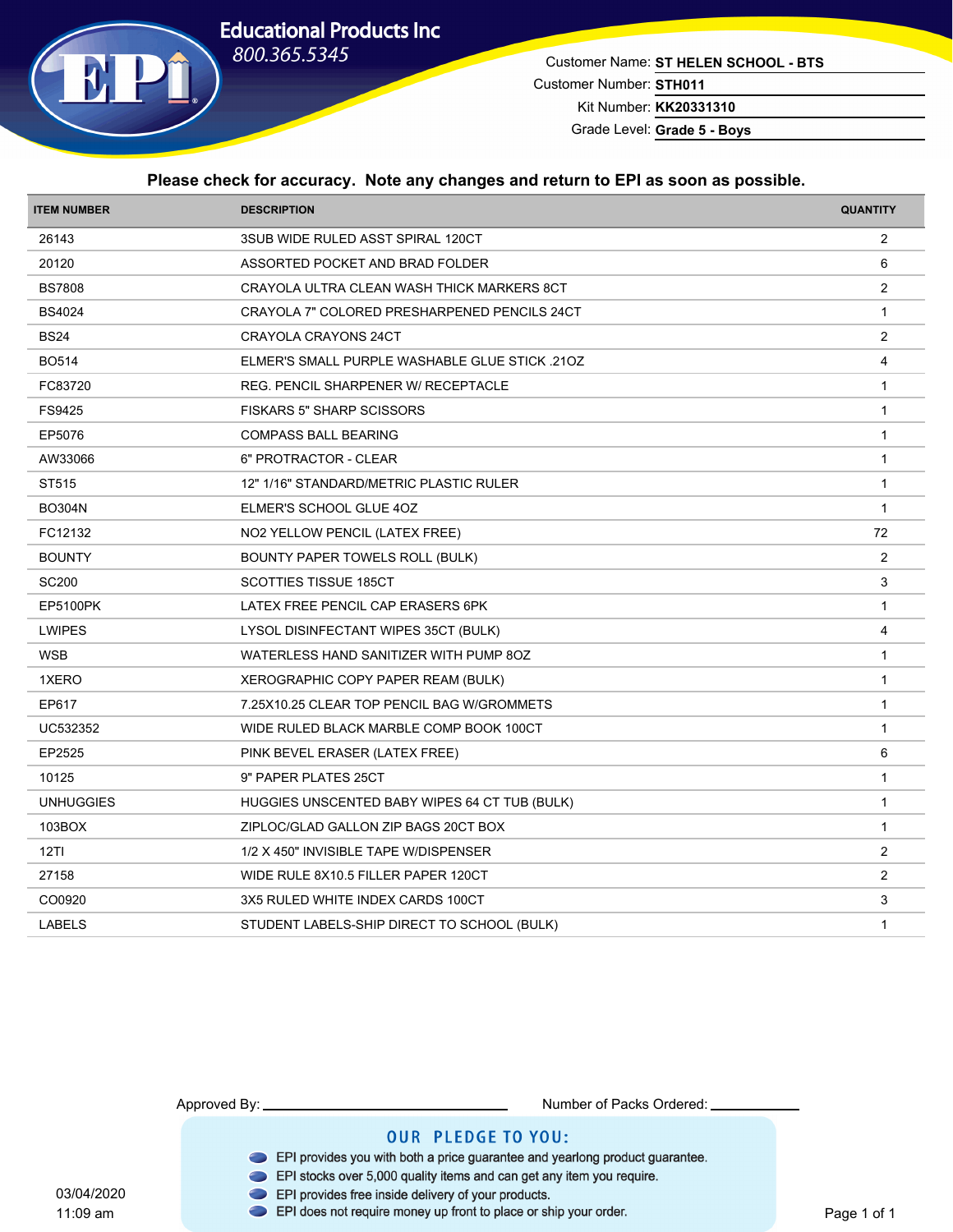# Educational Products Inc

800.365.5345

Customer Name: **ST HELEN SCHOOL - BTS**

Customer Number: **STH011**

Kit Number: **KK20331310**

Grade Level: **Grade 5 - Boys**

**Please check for accuracy. Note any changes and return to EPI as soon as possible.**

| ITEM NUMBER | DESCRIPTION | QUANTITY |
|---|---|---|
| 26143 | 3SUB WIDE RULED ASST SPIRAL 120CT | 2 |
| 20120 | ASSORTED POCKET AND BRAD FOLDER | 6 |
| BS7808 | CRAYOLA ULTRA CLEAN WASH THICK MARKERS 8CT | 2 |
| BS4024 | CRAYOLA 7" COLORED PRESHARPENED PENCILS 24CT | 1 |
| BS24 | CRAYOLA CRAYONS 24CT | 2 |
| BO514 | ELMER'S SMALL PURPLE WASHABLE GLUE STICK .21OZ | 4 |
| FC83720 | REG. PENCIL SHARPENER W/ RECEPTACLE | 1 |
| FS9425 | FISKARS 5" SHARP SCISSORS | 1 |
| EP5076 | COMPASS BALL BEARING | 1 |
| AW33066 | 6" PROTRACTOR - CLEAR | 1 |
| ST515 | 12" 1/16" STANDARD/METRIC PLASTIC RULER | 1 |
| BO304N | ELMER'S SCHOOL GLUE 4OZ | 1 |
| FC12132 | NO2 YELLOW PENCIL (LATEX FREE) | 72 |
| BOUNTY | BOUNTY PAPER TOWELS ROLL (BULK) | 2 |
| SC200 | SCOTTIES TISSUE 185CT | 3 |
| EP5100PK | LATEX FREE PENCIL CAP ERASERS 6PK | 1 |
| LWIPES | LYSOL DISINFECTANT WIPES 35CT (BULK) | 4 |
| WSB | WATERLESS HAND SANITIZER WITH PUMP 8OZ | 1 |
| 1XERO | XEROGRAPHIC COPY PAPER REAM (BULK) | 1 |
| EP617 | 7.25X10.25 CLEAR TOP PENCIL BAG W/GROMMETS | 1 |
| UC532352 | WIDE RULED BLACK MARBLE COMP BOOK 100CT | 1 |
| EP2525 | PINK BEVEL ERASER (LATEX FREE) | 6 |
| 10125 | 9" PAPER PLATES 25CT | 1 |
| UNHUGGIES | HUGGIES UNSCENTED BABY WIPES 64 CT TUB (BULK) | 1 |
| 103BOX | ZIPLOC/GLAD GALLON ZIP BAGS 20CT BOX | 1 |
| 12TI | 1/2 X 450" INVISIBLE TAPE W/DISPENSER | 2 |
| 27158 | WIDE RULE 8X10.5 FILLER PAPER 120CT | 2 |
| CO0920 | 3X5 RULED WHITE INDEX CARDS 100CT | 3 |
| LABELS | STUDENT LABELS-SHIP DIRECT TO SCHOOL (BULK) | 1 |

Approved By: ____________________ Number of Packs Ordered: ____________

## OUR PLEDGE TO YOU:

- EPI provides you with both a price guarantee and yearlong product guarantee.
- EPI stocks over 5,000 quality items and can get any item you require.
- EPI provides free inside delivery of your products.
- EPI does not require money up front to place or ship your order.

03/04/2020
11:09 am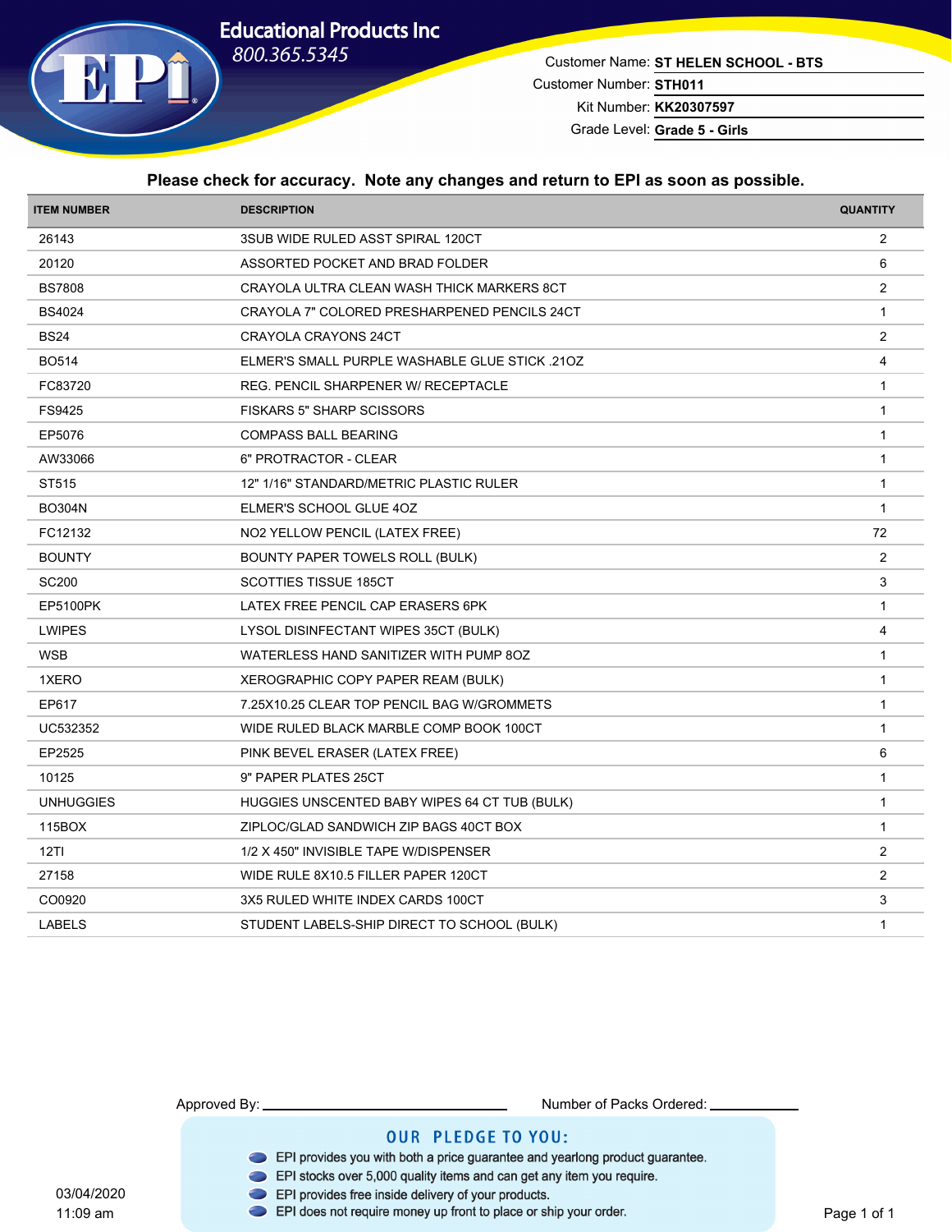# Educational Products Inc

800.365.5345

Customer Name: **ST HELEN SCHOOL - BTS**
Customer Number: **STH011**
Kit Number: **KK20307597**
Grade Level: **Grade 5 - Girls**

**Please check for accuracy. Note any changes and return to EPI as soon as possible.**

| ITEM NUMBER | DESCRIPTION | QUANTITY |
|---|---|---|
| 26143 | 3SUB WIDE RULED ASST SPIRAL 120CT | 2 |
| 20120 | ASSORTED POCKET AND BRAD FOLDER | 6 |
| BS7808 | CRAYOLA ULTRA CLEAN WASH THICK MARKERS 8CT | 2 |
| BS4024 | CRAYOLA 7" COLORED PRESHARPENED PENCILS 24CT | 1 |
| BS24 | CRAYOLA CRAYONS 24CT | 2 |
| BO514 | ELMER'S SMALL PURPLE WASHABLE GLUE STICK .21OZ | 4 |
| FC83720 | REG. PENCIL SHARPENER W/ RECEPTACLE | 1 |
| FS9425 | FISKARS 5" SHARP SCISSORS | 1 |
| EP5076 | COMPASS BALL BEARING | 1 |
| AW33066 | 6" PROTRACTOR - CLEAR | 1 |
| ST515 | 12" 1/16" STANDARD/METRIC PLASTIC RULER | 1 |
| BO304N | ELMER'S SCHOOL GLUE 4OZ | 1 |
| FC12132 | NO2 YELLOW PENCIL (LATEX FREE) | 72 |
| BOUNTY | BOUNTY PAPER TOWELS ROLL (BULK) | 2 |
| SC200 | SCOTTIES TISSUE 185CT | 3 |
| EP5100PK | LATEX FREE PENCIL CAP ERASERS 6PK | 1 |
| LWIPES | LYSOL DISINFECTANT WIPES 35CT (BULK) | 4 |
| WSB | WATERLESS HAND SANITIZER WITH PUMP 8OZ | 1 |
| 1XERO | XEROGRAPHIC COPY PAPER REAM (BULK) | 1 |
| EP617 | 7.25X10.25 CLEAR TOP PENCIL BAG W/GROMMETS | 1 |
| UC532352 | WIDE RULED BLACK MARBLE COMP BOOK 100CT | 1 |
| EP2525 | PINK BEVEL ERASER (LATEX FREE) | 6 |
| 10125 | 9" PAPER PLATES 25CT | 1 |
| UNHUGGIES | HUGGIES UNSCENTED BABY WIPES 64 CT TUB (BULK) | 1 |
| 115BOX | ZIPLOC/GLAD SANDWICH ZIP BAGS 40CT BOX | 1 |
| 12TI | 1/2 X 450" INVISIBLE TAPE W/DISPENSER | 2 |
| 27158 | WIDE RULE 8X10.5 FILLER PAPER 120CT | 2 |
| CO0920 | 3X5 RULED WHITE INDEX CARDS 100CT | 3 |
| LABELS | STUDENT LABELS-SHIP DIRECT TO SCHOOL (BULK) | 1 |

Approved By: ______________________ Number of Packs Ordered: __________

## OUR PLEDGE TO YOU:

- EPI provides you with both a price guarantee and yearlong product guarantee.
- EPI stocks over 5,000 quality items and can get any item you require.
- EPI provides free inside delivery of your products.
- EPI does not require money up front to place or ship your order.

03/04/2020
11:09 am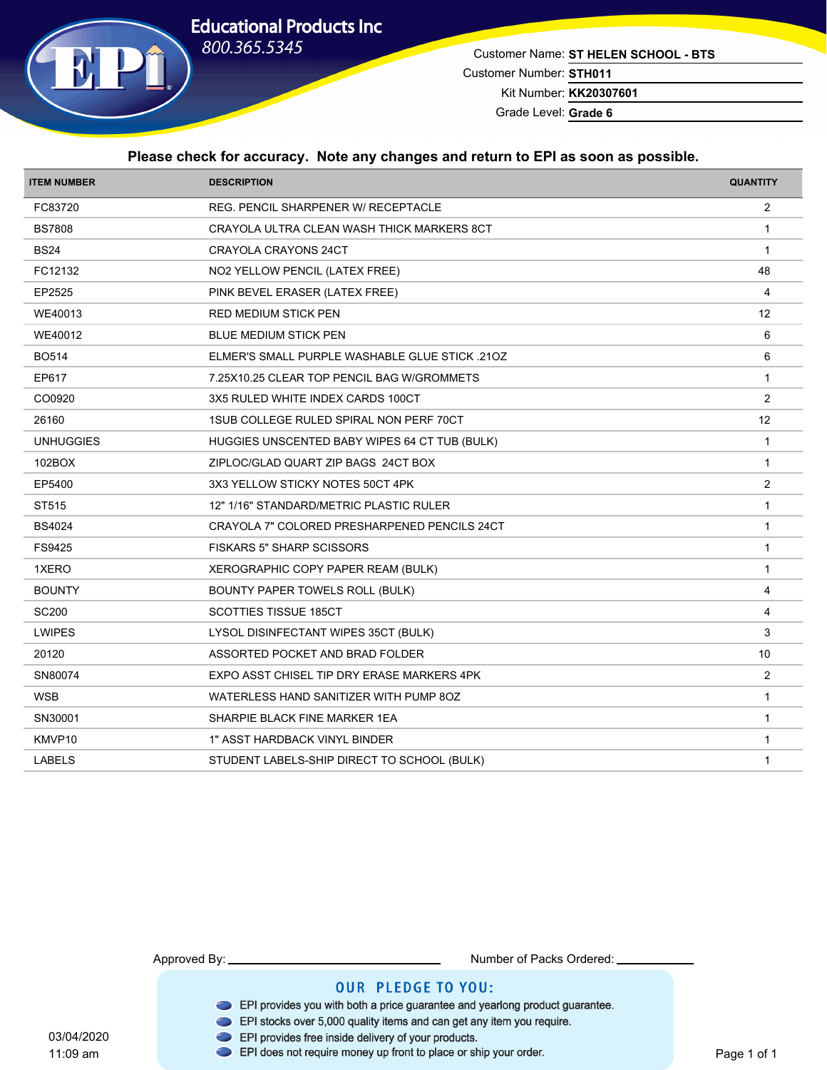**Educational Products Inc**
800.365.5345

Customer Name: **ST HELEN SCHOOL - BTS**
Customer Number: **STH011**
Kit Number: **KK20307601**
Grade Level: **Grade 6**

**Please check for accuracy. Note any changes and return to EPI as soon as possible.**

| ITEM NUMBER | DESCRIPTION | QUANTITY |
|---|---|---|
| FC83720 | REG. PENCIL SHARPENER W/ RECEPTACLE | 2 |
| BS7808 | CRAYOLA ULTRA CLEAN WASH THICK MARKERS 8CT | 1 |
| BS24 | CRAYOLA CRAYONS 24CT | 1 |
| FC12132 | NO2 YELLOW PENCIL (LATEX FREE) | 48 |
| EP2525 | PINK BEVEL ERASER (LATEX FREE) | 4 |
| WE40013 | RED MEDIUM STICK PEN | 12 |
| WE40012 | BLUE MEDIUM STICK PEN | 6 |
| BO514 | ELMER'S SMALL PURPLE WASHABLE GLUE STICK .21OZ | 6 |
| EP617 | 7.25X10.25 CLEAR TOP PENCIL BAG W/GROMMETS | 1 |
| CO0920 | 3X5 RULED WHITE INDEX CARDS 100CT | 2 |
| 26160 | 1SUB COLLEGE RULED SPIRAL NON PERF 70CT | 12 |
| UNHUGGIES | HUGGIES UNSCENTED BABY WIPES 64 CT TUB (BULK) | 1 |
| 102BOX | ZIPLOC/GLAD QUART ZIP BAGS 24CT BOX | 1 |
| EP5400 | 3X3 YELLOW STICKY NOTES 50CT 4PK | 2 |
| ST515 | 12" 1/16" STANDARD/METRIC PLASTIC RULER | 1 |
| BS4024 | CRAYOLA 7" COLORED PRESHARPENED PENCILS 24CT | 1 |
| FS9425 | FISKARS 5" SHARP SCISSORS | 1 |
| 1XERO | XEROGRAPHIC COPY PAPER REAM (BULK) | 1 |
| BOUNTY | BOUNTY PAPER TOWELS ROLL (BULK) | 4 |
| SC200 | SCOTTIES TISSUE 185CT | 4 |
| LWIPES | LYSOL DISINFECTANT WIPES 35CT (BULK) | 3 |
| 20120 | ASSORTED POCKET AND BRAD FOLDER | 10 |
| SN80074 | EXPO ASST CHISEL TIP DRY ERASE MARKERS 4PK | 2 |
| WSB | WATERLESS HAND SANITIZER WITH PUMP 8OZ | 1 |
| SN30001 | SHARPIE BLACK FINE MARKER 1EA | 1 |
| KMVP10 | 1" ASST HARDBACK VINYL BINDER | 1 |
| LABELS | STUDENT LABELS-SHIP DIRECT TO SCHOOL (BULK) | 1 |

Approved By: ____________________ Number of Packs Ordered: ____________

**OUR PLEDGE TO YOU:**

- EPI provides you with both a price guarantee and yearlong product guarantee.
- EPI stocks over 5,000 quality items and can get any item you require.
- EPI provides free inside delivery of your products.
- EPI does not require money up front to place or ship your order.

03/04/2020
11:09 am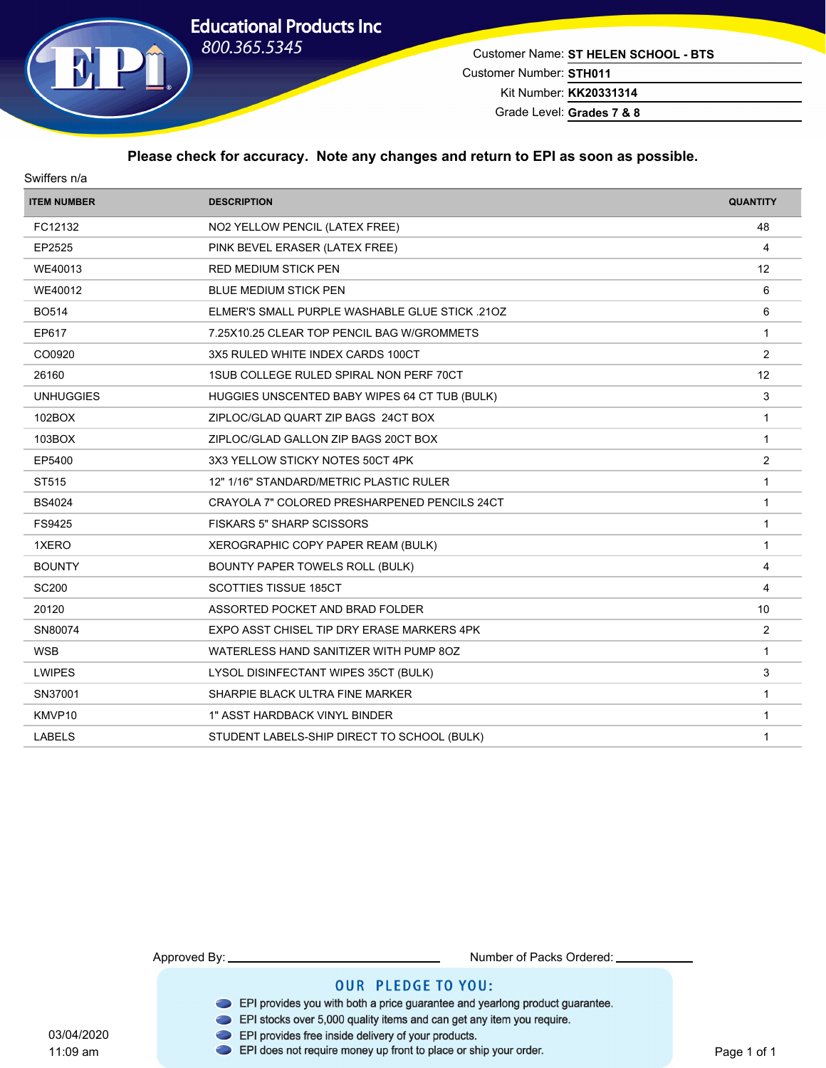**Educational Products Inc**
800.365.5345

Customer Name: **ST HELEN SCHOOL - BTS**
Customer Number: **STH011**
Kit Number: **KK20331314**
Grade Level: **Grades 7 & 8**

**Please check for accuracy. Note any changes and return to EPI as soon as possible.**

Swiffers n/a

| ITEM NUMBER | DESCRIPTION | QUANTITY |
|---|---|---|
| FC12132 | NO2 YELLOW PENCIL (LATEX FREE) | 48 |
| EP2525 | PINK BEVEL ERASER (LATEX FREE) | 4 |
| WE40013 | RED MEDIUM STICK PEN | 12 |
| WE40012 | BLUE MEDIUM STICK PEN | 6 |
| BO514 | ELMER'S SMALL PURPLE WASHABLE GLUE STICK .21OZ | 6 |
| EP617 | 7.25X10.25 CLEAR TOP PENCIL BAG W/GROMMETS | 1 |
| CO0920 | 3X5 RULED WHITE INDEX CARDS 100CT | 2 |
| 26160 | 1SUB COLLEGE RULED SPIRAL NON PERF 70CT | 12 |
| UNHUGGIES | HUGGIES UNSCENTED BABY WIPES 64 CT TUB (BULK) | 3 |
| 102BOX | ZIPLOC/GLAD QUART ZIP BAGS 24CT BOX | 1 |
| 103BOX | ZIPLOC/GLAD GALLON ZIP BAGS 20CT BOX | 1 |
| EP5400 | 3X3 YELLOW STICKY NOTES 50CT 4PK | 2 |
| ST515 | 12" 1/16" STANDARD/METRIC PLASTIC RULER | 1 |
| BS4024 | CRAYOLA 7" COLORED PRESHARPENED PENCILS 24CT | 1 |
| FS9425 | FISKARS 5" SHARP SCISSORS | 1 |
| 1XERO | XEROGRAPHIC COPY PAPER REAM (BULK) | 1 |
| BOUNTY | BOUNTY PAPER TOWELS ROLL (BULK) | 4 |
| SC200 | SCOTTIES TISSUE 185CT | 4 |
| 20120 | ASSORTED POCKET AND BRAD FOLDER | 10 |
| SN80074 | EXPO ASST CHISEL TIP DRY ERASE MARKERS 4PK | 2 |
| WSB | WATERLESS HAND SANITIZER WITH PUMP 8OZ | 1 |
| LWIPES | LYSOL DISINFECTANT WIPES 35CT (BULK) | 3 |
| SN37001 | SHARPIE BLACK ULTRA FINE MARKER | 1 |
| KMVP10 | 1" ASST HARDBACK VINYL BINDER | 1 |
| LABELS | STUDENT LABELS-SHIP DIRECT TO SCHOOL (BULK) | 1 |

Approved By: ____________________ Number of Packs Ordered: __________

**OUR PLEDGE TO YOU:**

- EPI provides you with both a price guarantee and yearlong product guarantee.
- EPI stocks over 5,000 quality items and can get any item you require.
- EPI provides free inside delivery of your products.
- EPI does not require money up front to place or ship your order.

03/04/2020
11:09 am